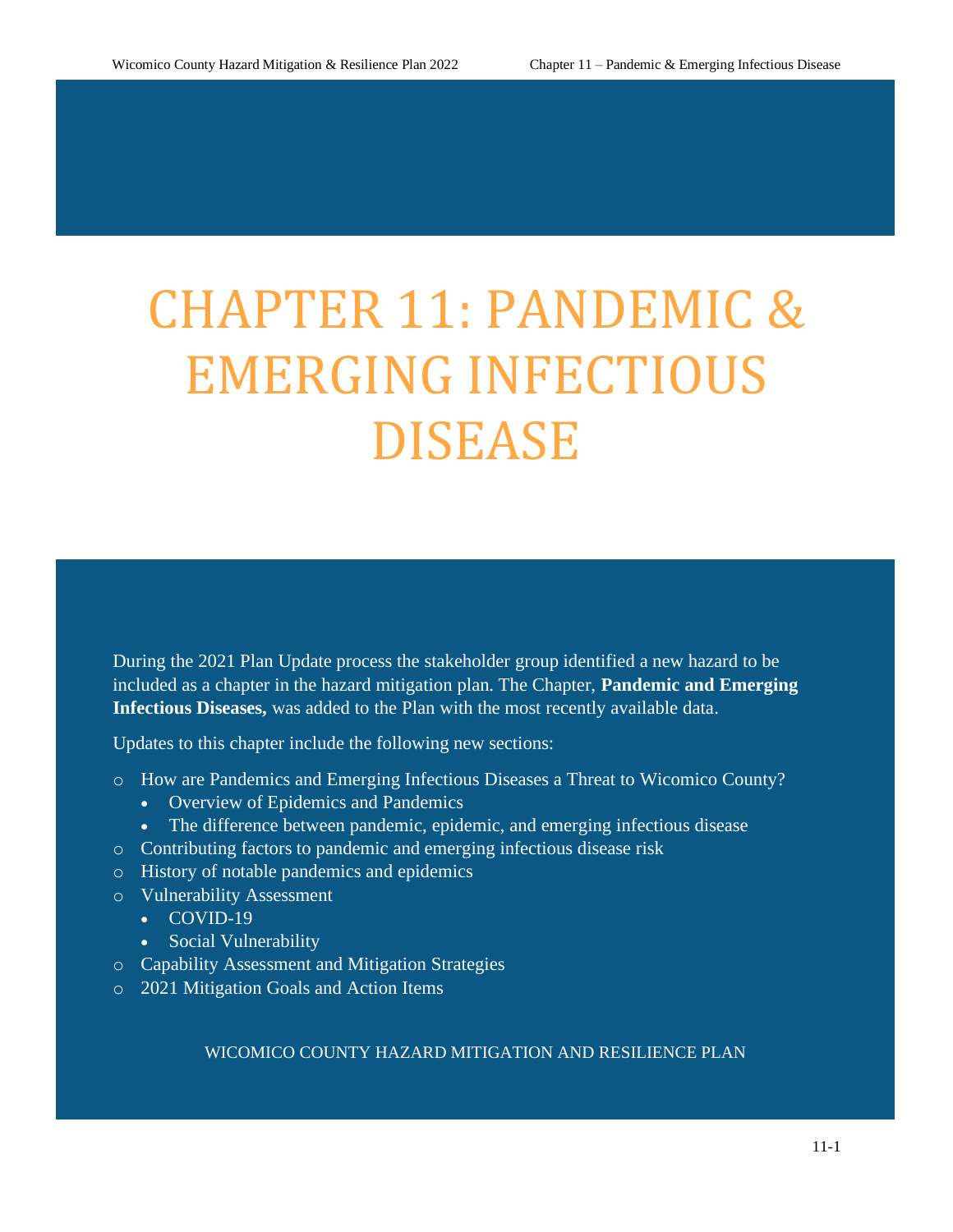# CHAPTER 11: PANDEMIC & EMERGING INFECTIOUS DISEASE

During the 2021 Plan Update process the stakeholder group identified a new hazard to be included as a chapter in the hazard mitigation plan. The Chapter, **Pandemic and Emerging Infectious Diseases,** was added to the Plan with the most recently available data.

Updates to this chapter include the following new sections:

- How are Pandemics and Emerging Infectious Diseases a Threat to Wicomico County?
  - Overview of Epidemics and Pandemics
  - The difference between pandemic, epidemic, and emerging infectious disease
- Contributing factors to pandemic and emerging infectious disease risk
- History of notable pandemics and epidemics
- Vulnerability Assessment
  - COVID-19
  - Social Vulnerability
- Capability Assessment and Mitigation Strategies
- 2021 Mitigation Goals and Action Items

WICOMICO COUNTY HAZARD MITIGATION AND RESILIENCE PLAN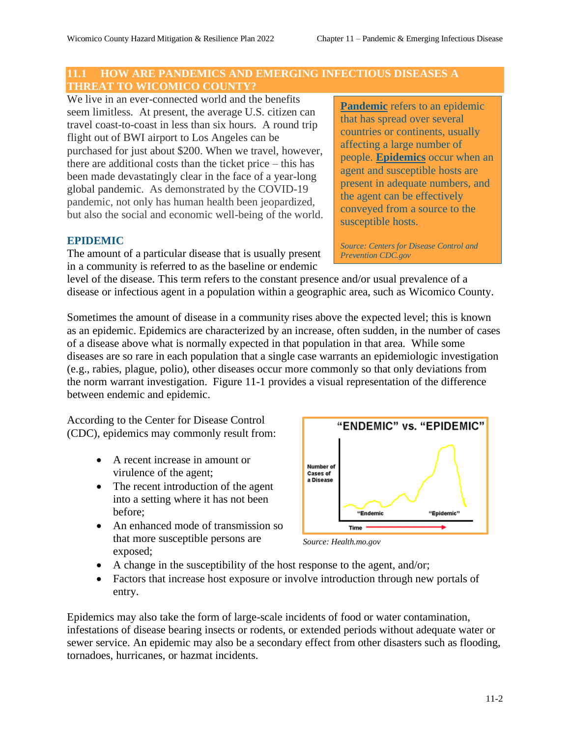## 11.1 HOW ARE PANDEMICS AND EMERGING INFECTIOUS DISEASES A THREAT TO WICOMICO COUNTY?

We live in an ever-connected world and the benefits seem limitless. At present, the average U.S. citizen can travel coast-to-coast in less than six hours. A round trip flight out of BWI airport to Los Angeles can be purchased for just about $200. When we travel, however, there are additional costs than the ticket price – this has been made devastatingly clear in the face of a year-long global pandemic. As demonstrated by the COVID-19 pandemic, not only has human health been jeopardized, but also the social and economic well-being of the world.

> **Pandemic** refers to an epidemic that has spread over several countries or continents, usually affecting a large number of people. **Epidemics** occur when an agent and susceptible hosts are present in adequate numbers, and the agent can be effectively conveyed from a source to the susceptible hosts.
>
> *Source: Centers for Disease Control and Prevention CDC.gov*

### EPIDEMIC

The amount of a particular disease that is usually present in a community is referred to as the baseline or endemic level of the disease. This term refers to the constant presence and/or usual prevalence of a disease or infectious agent in a population within a geographic area, such as Wicomico County.

Sometimes the amount of disease in a community rises above the expected level; this is known as an epidemic. Epidemics are characterized by an increase, often sudden, in the number of cases of a disease above what is normally expected in that population in that area. While some diseases are so rare in each population that a single case warrants an epidemiologic investigation (e.g., rabies, plague, polio), other diseases occur more commonly so that only deviations from the norm warrant investigation. Figure 11-1 provides a visual representation of the difference between endemic and epidemic.

According to the Center for Disease Control (CDC), epidemics may commonly result from:

- A recent increase in amount or virulence of the agent;
- The recent introduction of the agent into a setting where it has not been before;
- An enhanced mode of transmission so that more susceptible persons are exposed;
- A change in the susceptibility of the host response to the agent, and/or;
- Factors that increase host exposure or involve introduction through new portals of entry.

"ENDEMIC" vs. "EPIDEMIC"

Number of Cases of a Disease

"Endemic" "Epidemic"

Time

*Source: Health.mo.gov*

Epidemics may also take the form of large-scale incidents of food or water contamination, infestations of disease bearing insects or rodents, or extended periods without adequate water or sewer service. An epidemic may also be a secondary effect from other disasters such as flooding, tornadoes, hurricanes, or hazmat incidents.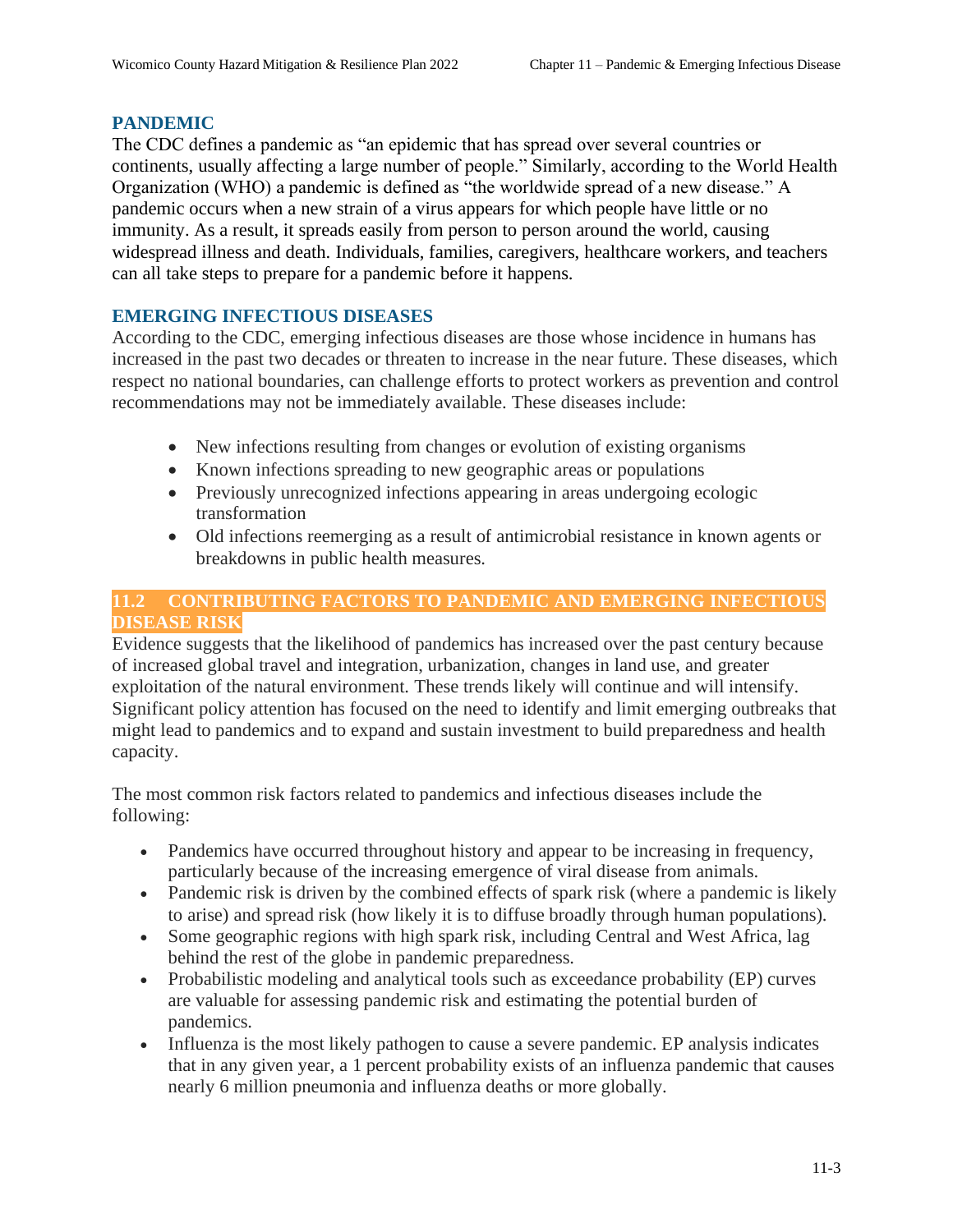### PANDEMIC

The CDC defines a pandemic as "an epidemic that has spread over several countries or continents, usually affecting a large number of people." Similarly, according to the World Health Organization (WHO) a pandemic is defined as "the worldwide spread of a new disease." A pandemic occurs when a new strain of a virus appears for which people have little or no immunity. As a result, it spreads easily from person to person around the world, causing widespread illness and death. Individuals, families, caregivers, healthcare workers, and teachers can all take steps to prepare for a pandemic before it happens.

### EMERGING INFECTIOUS DISEASES

According to the CDC, emerging infectious diseases are those whose incidence in humans has increased in the past two decades or threaten to increase in the near future. These diseases, which respect no national boundaries, can challenge efforts to protect workers as prevention and control recommendations may not be immediately available. These diseases include:

- New infections resulting from changes or evolution of existing organisms
- Known infections spreading to new geographic areas or populations
- Previously unrecognized infections appearing in areas undergoing ecologic transformation
- Old infections reemerging as a result of antimicrobial resistance in known agents or breakdowns in public health measures.

## 11.2 CONTRIBUTING FACTORS TO PANDEMIC AND EMERGING INFECTIOUS DISEASE RISK

Evidence suggests that the likelihood of pandemics has increased over the past century because of increased global travel and integration, urbanization, changes in land use, and greater exploitation of the natural environment. These trends likely will continue and will intensify. Significant policy attention has focused on the need to identify and limit emerging outbreaks that might lead to pandemics and to expand and sustain investment to build preparedness and health capacity.

The most common risk factors related to pandemics and infectious diseases include the following:

- Pandemics have occurred throughout history and appear to be increasing in frequency, particularly because of the increasing emergence of viral disease from animals.
- Pandemic risk is driven by the combined effects of spark risk (where a pandemic is likely to arise) and spread risk (how likely it is to diffuse broadly through human populations).
- Some geographic regions with high spark risk, including Central and West Africa, lag behind the rest of the globe in pandemic preparedness.
- Probabilistic modeling and analytical tools such as exceedance probability (EP) curves are valuable for assessing pandemic risk and estimating the potential burden of pandemics.
- Influenza is the most likely pathogen to cause a severe pandemic. EP analysis indicates that in any given year, a 1 percent probability exists of an influenza pandemic that causes nearly 6 million pneumonia and influenza deaths or more globally.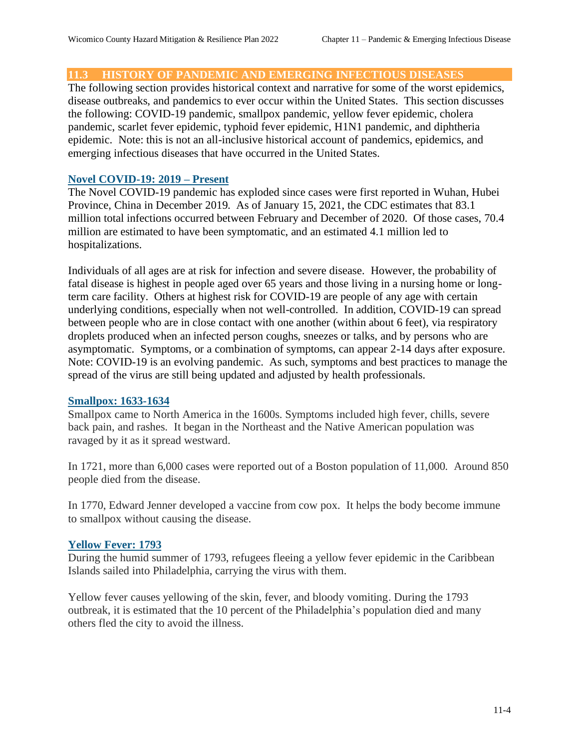## 11.3 HISTORY OF PANDEMIC AND EMERGING INFECTIOUS DISEASES

The following section provides historical context and narrative for some of the worst epidemics, disease outbreaks, and pandemics to ever occur within the United States. This section discusses the following: COVID-19 pandemic, smallpox pandemic, yellow fever epidemic, cholera pandemic, scarlet fever epidemic, typhoid fever epidemic, H1N1 pandemic, and diphtheria epidemic. Note: this is not an all-inclusive historical account of pandemics, epidemics, and emerging infectious diseases that have occurred in the United States.

### Novel COVID-19: 2019 – Present

The Novel COVID-19 pandemic has exploded since cases were first reported in Wuhan, Hubei Province, China in December 2019. As of January 15, 2021, the CDC estimates that 83.1 million total infections occurred between February and December of 2020. Of those cases, 70.4 million are estimated to have been symptomatic, and an estimated 4.1 million led to hospitalizations.

Individuals of all ages are at risk for infection and severe disease. However, the probability of fatal disease is highest in people aged over 65 years and those living in a nursing home or long-term care facility. Others at highest risk for COVID-19 are people of any age with certain underlying conditions, especially when not well-controlled. In addition, COVID-19 can spread between people who are in close contact with one another (within about 6 feet), via respiratory droplets produced when an infected person coughs, sneezes or talks, and by persons who are asymptomatic. Symptoms, or a combination of symptoms, can appear 2-14 days after exposure. Note: COVID-19 is an evolving pandemic. As such, symptoms and best practices to manage the spread of the virus are still being updated and adjusted by health professionals.

### Smallpox: 1633-1634

Smallpox came to North America in the 1600s. Symptoms included high fever, chills, severe back pain, and rashes. It began in the Northeast and the Native American population was ravaged by it as it spread westward.

In 1721, more than 6,000 cases were reported out of a Boston population of 11,000. Around 850 people died from the disease.

In 1770, Edward Jenner developed a vaccine from cow pox. It helps the body become immune to smallpox without causing the disease.

### Yellow Fever: 1793

During the humid summer of 1793, refugees fleeing a yellow fever epidemic in the Caribbean Islands sailed into Philadelphia, carrying the virus with them.

Yellow fever causes yellowing of the skin, fever, and bloody vomiting. During the 1793 outbreak, it is estimated that the 10 percent of the Philadelphia's population died and many others fled the city to avoid the illness.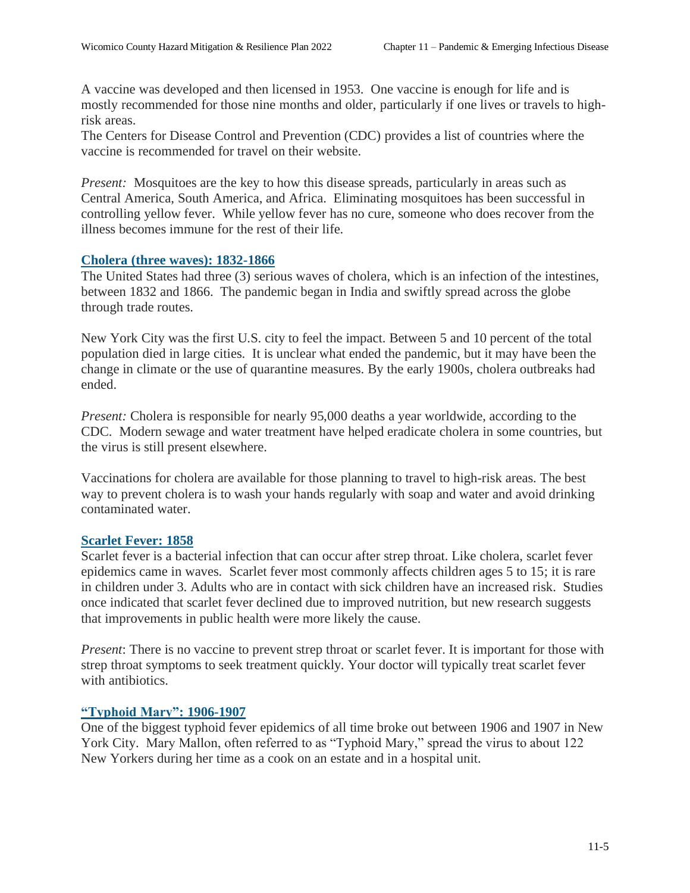A vaccine was developed and then licensed in 1953. One vaccine is enough for life and is mostly recommended for those nine months and older, particularly if one lives or travels to high-risk areas.
The Centers for Disease Control and Prevention (CDC) provides a list of countries where the vaccine is recommended for travel on their website.

*Present:* Mosquitoes are the key to how this disease spreads, particularly in areas such as Central America, South America, and Africa. Eliminating mosquitoes has been successful in controlling yellow fever. While yellow fever has no cure, someone who does recover from the illness becomes immune for the rest of their life.

### Cholera (three waves): 1832-1866

The United States had three (3) serious waves of cholera, which is an infection of the intestines, between 1832 and 1866. The pandemic began in India and swiftly spread across the globe through trade routes.

New York City was the first U.S. city to feel the impact. Between 5 and 10 percent of the total population died in large cities. It is unclear what ended the pandemic, but it may have been the change in climate or the use of quarantine measures. By the early 1900s, cholera outbreaks had ended.

*Present:* Cholera is responsible for nearly 95,000 deaths a year worldwide, according to the CDC. Modern sewage and water treatment have helped eradicate cholera in some countries, but the virus is still present elsewhere.

Vaccinations for cholera are available for those planning to travel to high-risk areas. The best way to prevent cholera is to wash your hands regularly with soap and water and avoid drinking contaminated water.

### Scarlet Fever: 1858

Scarlet fever is a bacterial infection that can occur after strep throat. Like cholera, scarlet fever epidemics came in waves. Scarlet fever most commonly affects children ages 5 to 15; it is rare in children under 3. Adults who are in contact with sick children have an increased risk. Studies once indicated that scarlet fever declined due to improved nutrition, but new research suggests that improvements in public health were more likely the cause.

*Present*: There is no vaccine to prevent strep throat or scarlet fever. It is important for those with strep throat symptoms to seek treatment quickly. Your doctor will typically treat scarlet fever with antibiotics.

### "Typhoid Mary": 1906-1907

One of the biggest typhoid fever epidemics of all time broke out between 1906 and 1907 in New York City. Mary Mallon, often referred to as "Typhoid Mary," spread the virus to about 122 New Yorkers during her time as a cook on an estate and in a hospital unit.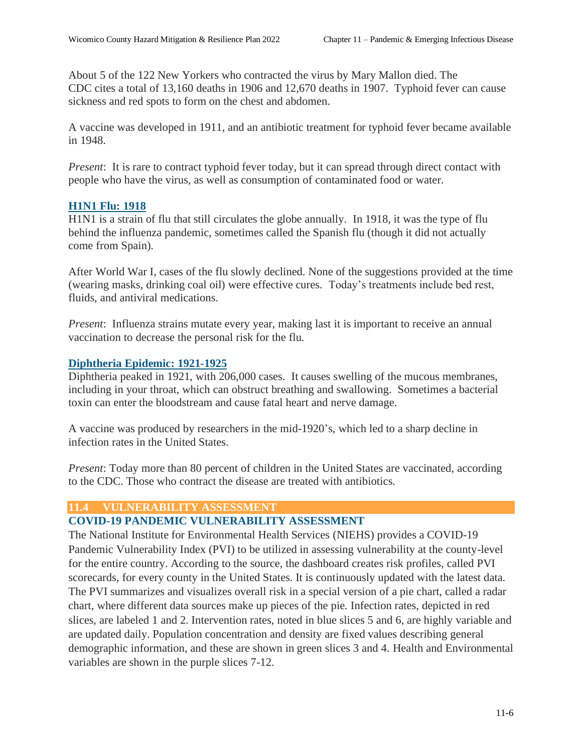About 5 of the 122 New Yorkers who contracted the virus by Mary Mallon died. The CDC cites a total of 13,160 deaths in 1906 and 12,670 deaths in 1907. Typhoid fever can cause sickness and red spots to form on the chest and abdomen.

A vaccine was developed in 1911, and an antibiotic treatment for typhoid fever became available in 1948.

*Present*: It is rare to contract typhoid fever today, but it can spread through direct contact with people who have the virus, as well as consumption of contaminated food or water.

### H1N1 Flu: 1918

H1N1 is a strain of flu that still circulates the globe annually. In 1918, it was the type of flu behind the influenza pandemic, sometimes called the Spanish flu (though it did not actually come from Spain).

After World War I, cases of the flu slowly declined. None of the suggestions provided at the time (wearing masks, drinking coal oil) were effective cures. Today's treatments include bed rest, fluids, and antiviral medications.

*Present*: Influenza strains mutate every year, making last it is important to receive an annual vaccination to decrease the personal risk for the flu.

### Diphtheria Epidemic: 1921-1925

Diphtheria peaked in 1921, with 206,000 cases. It causes swelling of the mucous membranes, including in your throat, which can obstruct breathing and swallowing. Sometimes a bacterial toxin can enter the bloodstream and cause fatal heart and nerve damage.

A vaccine was produced by researchers in the mid-1920's, which led to a sharp decline in infection rates in the United States.

*Present*: Today more than 80 percent of children in the United States are vaccinated, according to the CDC. Those who contract the disease are treated with antibiotics.

## 11.4 VULNERABILITY ASSESSMENT

### COVID-19 PANDEMIC VULNERABILITY ASSESSMENT

The National Institute for Environmental Health Services (NIEHS) provides a COVID-19 Pandemic Vulnerability Index (PVI) to be utilized in assessing vulnerability at the county-level for the entire country. According to the source, the dashboard creates risk profiles, called PVI scorecards, for every county in the United States. It is continuously updated with the latest data. The PVI summarizes and visualizes overall risk in a special version of a pie chart, called a radar chart, where different data sources make up pieces of the pie. Infection rates, depicted in red slices, are labeled 1 and 2. Intervention rates, noted in blue slices 5 and 6, are highly variable and are updated daily. Population concentration and density are fixed values describing general demographic information, and these are shown in green slices 3 and 4. Health and Environmental variables are shown in the purple slices 7-12.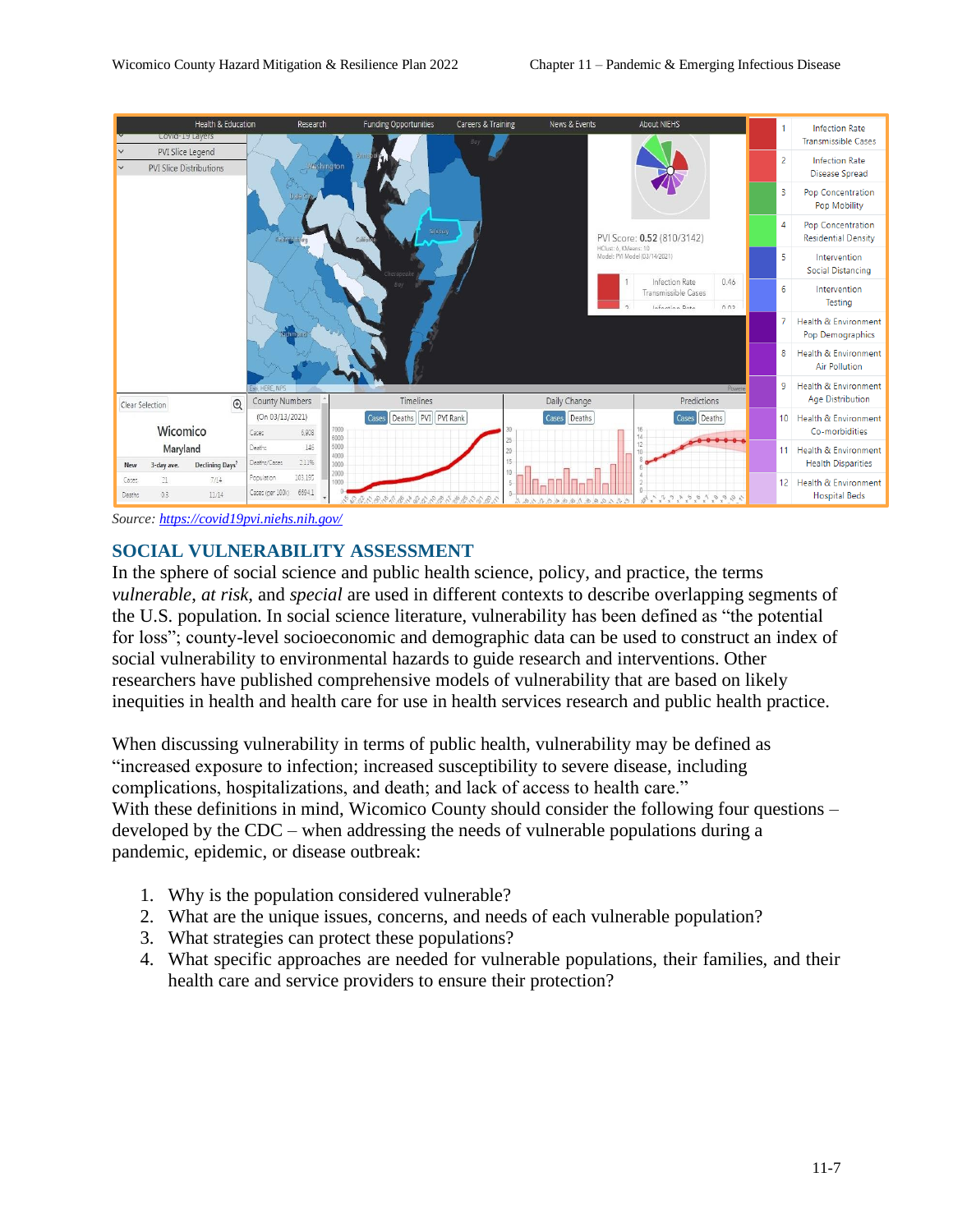Source: https://covid19pvi.niehs.nih.gov/

## SOCIAL VULNERABILITY ASSESSMENT

In the sphere of social science and public health science, policy, and practice, the terms *vulnerable*, *at risk,* and *special* are used in different contexts to describe overlapping segments of the U.S. population. In social science literature, vulnerability has been defined as "the potential for loss"; county-level socioeconomic and demographic data can be used to construct an index of social vulnerability to environmental hazards to guide research and interventions. Other researchers have published comprehensive models of vulnerability that are based on likely inequities in health and health care for use in health services research and public health practice.

When discussing vulnerability in terms of public health, vulnerability may be defined as "increased exposure to infection; increased susceptibility to severe disease, including complications, hospitalizations, and death; and lack of access to health care." With these definitions in mind, Wicomico County should consider the following four questions – developed by the CDC – when addressing the needs of vulnerable populations during a pandemic, epidemic, or disease outbreak:

1. Why is the population considered vulnerable?
2. What are the unique issues, concerns, and needs of each vulnerable population?
3. What strategies can protect these populations?
4. What specific approaches are needed for vulnerable populations, their families, and their health care and service providers to ensure their protection?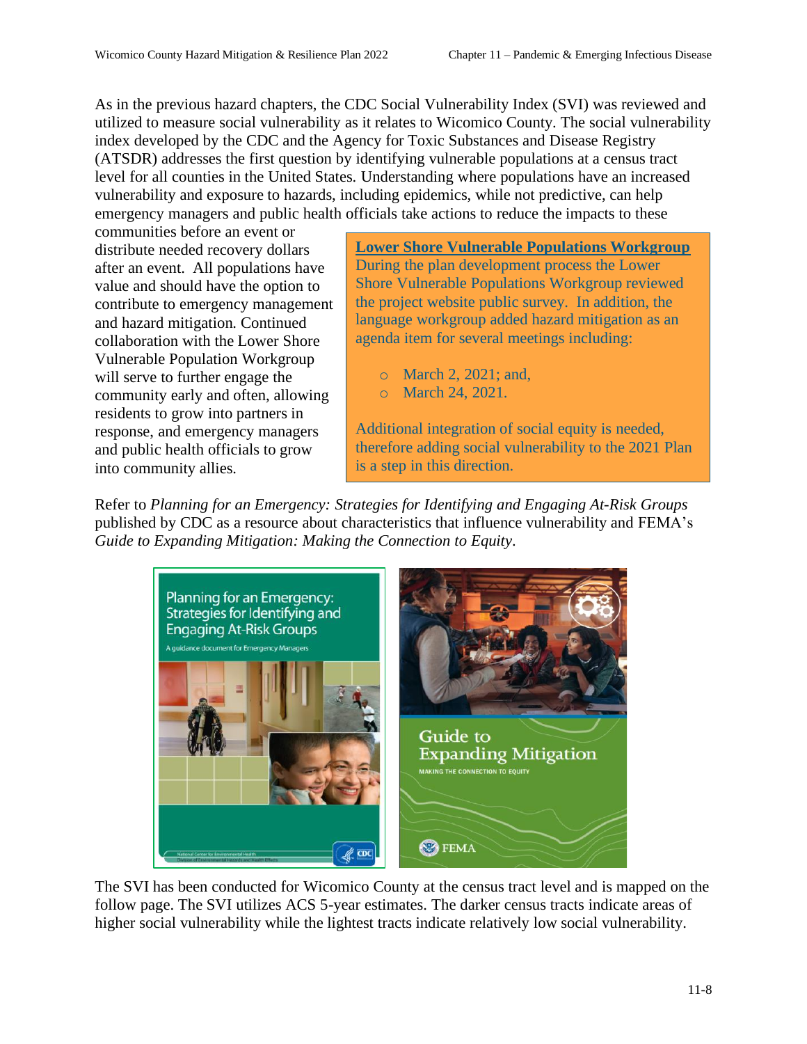As in the previous hazard chapters, the CDC Social Vulnerability Index (SVI) was reviewed and utilized to measure social vulnerability as it relates to Wicomico County. The social vulnerability index developed by the CDC and the Agency for Toxic Substances and Disease Registry (ATSDR) addresses the first question by identifying vulnerable populations at a census tract level for all counties in the United States. Understanding where populations have an increased vulnerability and exposure to hazards, including epidemics, while not predictive, can help emergency managers and public health officials take actions to reduce the impacts to these communities before an event or distribute needed recovery dollars after an event. All populations have value and should have the option to contribute to emergency management and hazard mitigation. Continued collaboration with the Lower Shore Vulnerable Population Workgroup will serve to further engage the community early and often, allowing residents to grow into partners in response, and emergency managers and public health officials to grow into community allies.

**Lower Shore Vulnerable Populations Workgroup**

During the plan development process the Lower Shore Vulnerable Populations Workgroup reviewed the project website public survey. In addition, the language workgroup added hazard mitigation as an agenda item for several meetings including:

- March 2, 2021; and,
- March 24, 2021.

Additional integration of social equity is needed, therefore adding social vulnerability to the 2021 Plan is a step in this direction.

Refer to *Planning for an Emergency: Strategies for Identifying and Engaging At-Risk Groups* published by CDC as a resource about characteristics that influence vulnerability and FEMA's *Guide to Expanding Mitigation: Making the Connection to Equity*.

The SVI has been conducted for Wicomico County at the census tract level and is mapped on the follow page. The SVI utilizes ACS 5-year estimates. The darker census tracts indicate areas of higher social vulnerability while the lightest tracts indicate relatively low social vulnerability.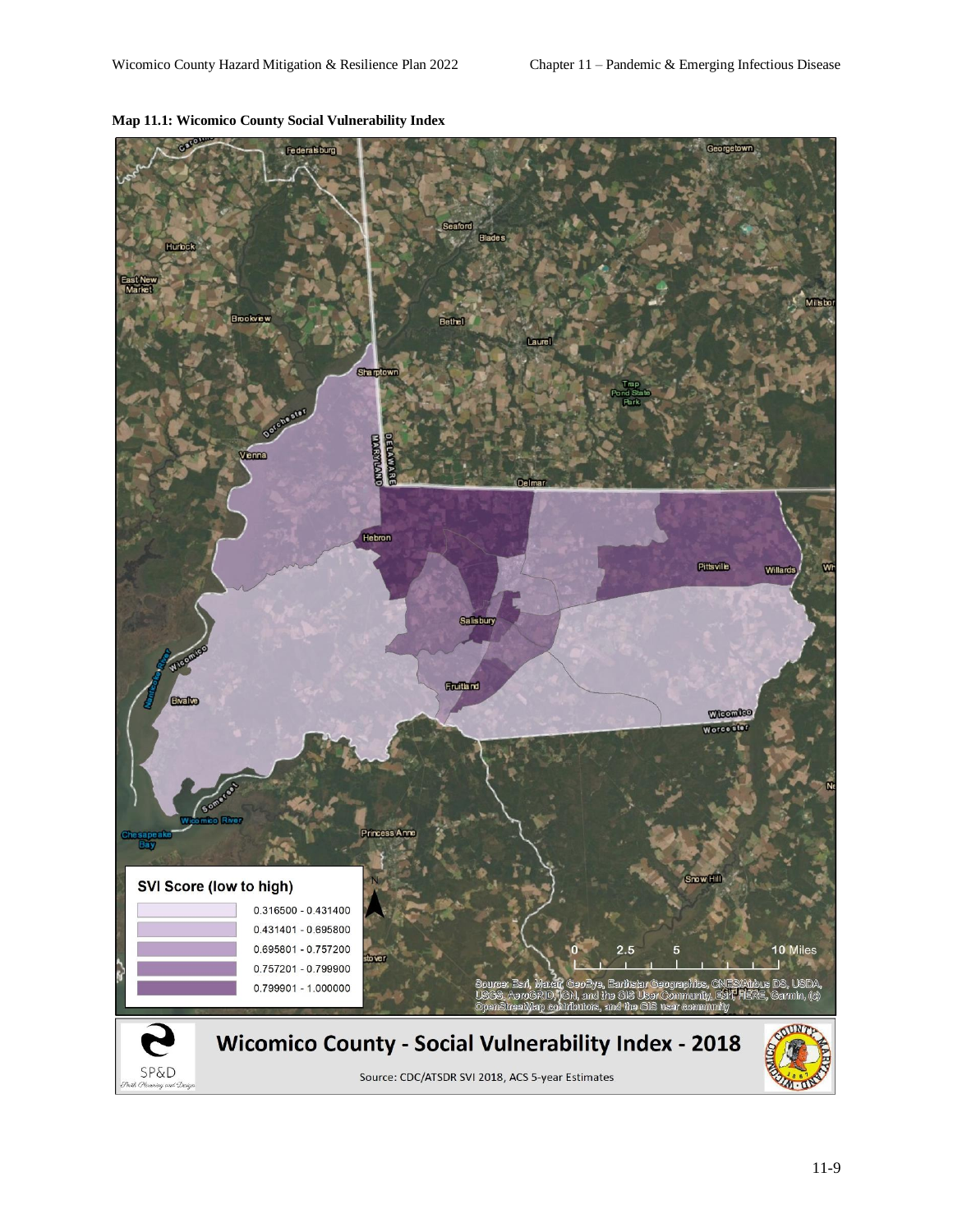**Map 11.1: Wicomico County Social Vulnerability Index**

SVI Score (low to high)

| Range |
| --- |
| 0.316500 - 0.431400 |
| 0.431401 - 0.695800 |
| 0.695801 - 0.757200 |
| 0.757201 - 0.799900 |
| 0.799901 - 1.000000 |

Source: Esri, Maxar, GeoEye, Earthstar Geographics, CNES/Airbus DS, USDA, USGS, AeroGRID, IGN, and the GIS User Community, Esri, HERE, Garmin, (c) OpenStreetMap contributors, and the GIS user community

**Wicomico County - Social Vulnerability Index - 2018**

Source: CDC/ATSDR SVI 2018, ACS 5-year Estimates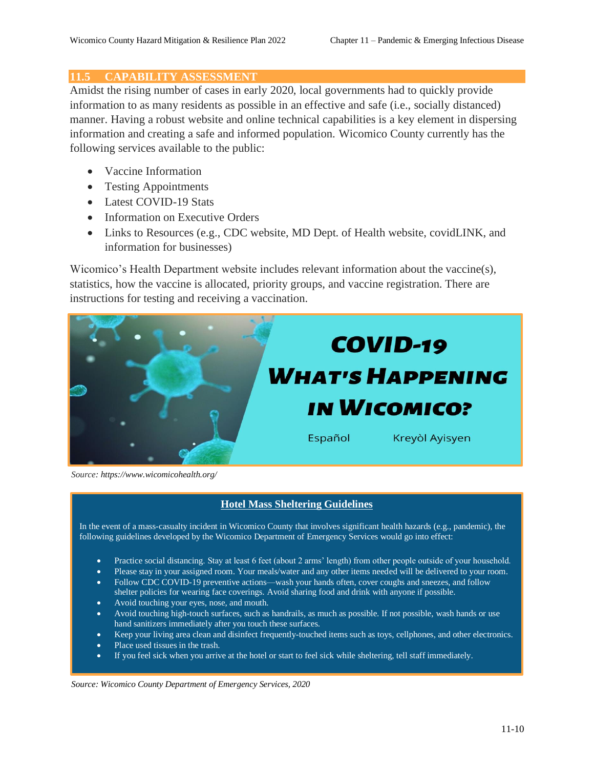## 11.5 CAPABILITY ASSESSMENT

Amidst the rising number of cases in early 2020, local governments had to quickly provide information to as many residents as possible in an effective and safe (i.e., socially distanced) manner. Having a robust website and online technical capabilities is a key element in dispersing information and creating a safe and informed population. Wicomico County currently has the following services available to the public:

- Vaccine Information
- Testing Appointments
- Latest COVID-19 Stats
- Information on Executive Orders
- Links to Resources (e.g., CDC website, MD Dept. of Health website, covidLINK, and information for businesses)

Wicomico's Health Department website includes relevant information about the vaccine(s), statistics, how the vaccine is allocated, priority groups, and vaccine registration. There are instructions for testing and receiving a vaccination.

COVID-19 WHAT'S HAPPENING IN WICOMICO?

Español    Kreyòl Ayisyen

*Source: https://www.wicomicohealth.org/*

**Hotel Mass Sheltering Guidelines**

In the event of a mass-casualty incident in Wicomico County that involves significant health hazards (e.g., pandemic), the following guidelines developed by the Wicomico Department of Emergency Services would go into effect:

- Practice social distancing. Stay at least 6 feet (about 2 arms' length) from other people outside of your household.
- Please stay in your assigned room. Your meals/water and any other items needed will be delivered to your room.
- Follow CDC COVID-19 preventive actions—wash your hands often, cover coughs and sneezes, and follow shelter policies for wearing face coverings. Avoid sharing food and drink with anyone if possible.
- Avoid touching your eyes, nose, and mouth.
- Avoid touching high-touch surfaces, such as handrails, as much as possible. If not possible, wash hands or use hand sanitizers immediately after you touch these surfaces.
- Keep your living area clean and disinfect frequently-touched items such as toys, cellphones, and other electronics.
- Place used tissues in the trash.
- If you feel sick when you arrive at the hotel or start to feel sick while sheltering, tell staff immediately.

*Source: Wicomico County Department of Emergency Services, 2020*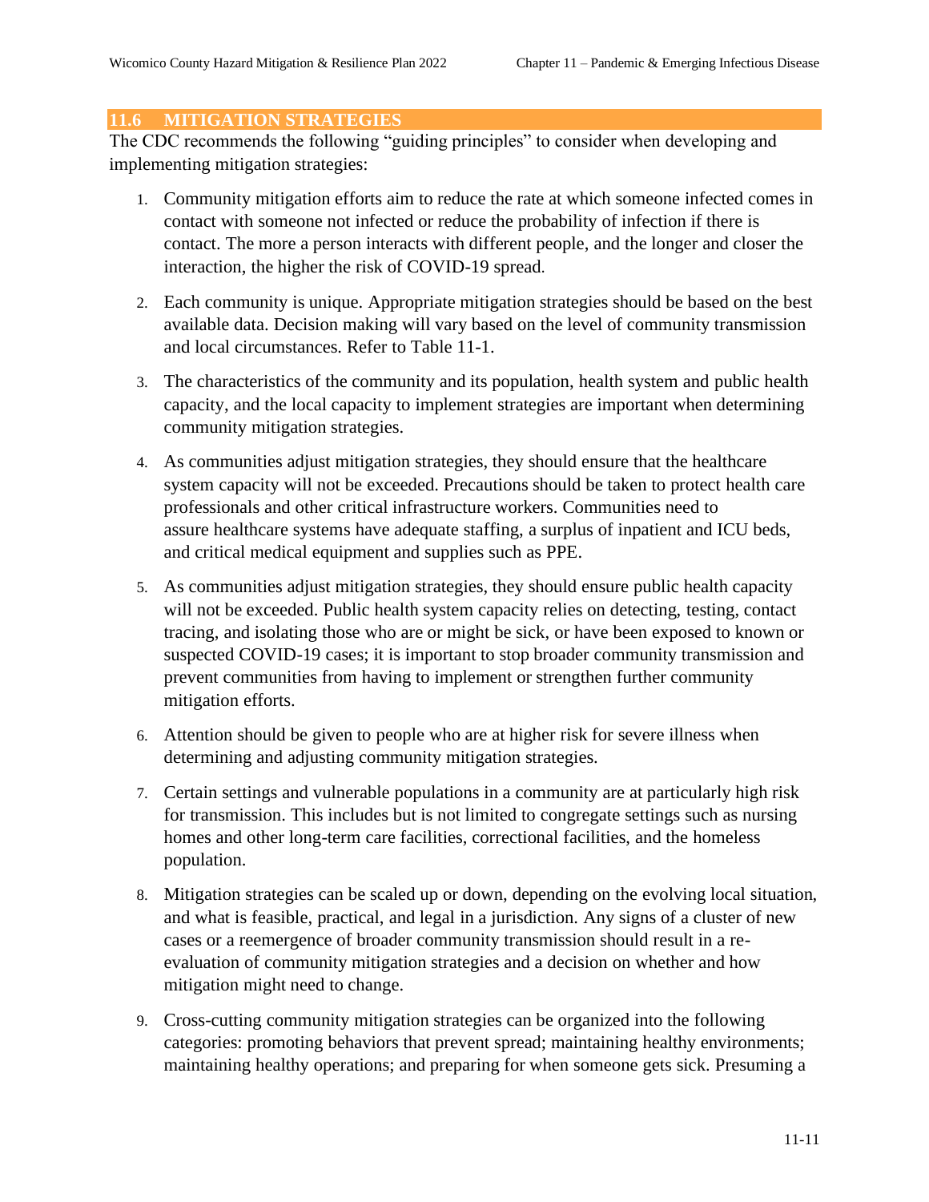## 11.6 MITIGATION STRATEGIES

The CDC recommends the following "guiding principles" to consider when developing and implementing mitigation strategies:

1. Community mitigation efforts aim to reduce the rate at which someone infected comes in contact with someone not infected or reduce the probability of infection if there is contact. The more a person interacts with different people, and the longer and closer the interaction, the higher the risk of COVID-19 spread.

2. Each community is unique. Appropriate mitigation strategies should be based on the best available data. Decision making will vary based on the level of community transmission and local circumstances. Refer to Table 11-1.

3. The characteristics of the community and its population, health system and public health capacity, and the local capacity to implement strategies are important when determining community mitigation strategies.

4. As communities adjust mitigation strategies, they should ensure that the healthcare system capacity will not be exceeded. Precautions should be taken to protect health care professionals and other critical infrastructure workers. Communities need to assure healthcare systems have adequate staffing, a surplus of inpatient and ICU beds, and critical medical equipment and supplies such as PPE.

5. As communities adjust mitigation strategies, they should ensure public health capacity will not be exceeded. Public health system capacity relies on detecting, testing, contact tracing, and isolating those who are or might be sick, or have been exposed to known or suspected COVID-19 cases; it is important to stop broader community transmission and prevent communities from having to implement or strengthen further community mitigation efforts.

6. Attention should be given to people who are at higher risk for severe illness when determining and adjusting community mitigation strategies.

7. Certain settings and vulnerable populations in a community are at particularly high risk for transmission. This includes but is not limited to congregate settings such as nursing homes and other long-term care facilities, correctional facilities, and the homeless population.

8. Mitigation strategies can be scaled up or down, depending on the evolving local situation, and what is feasible, practical, and legal in a jurisdiction. Any signs of a cluster of new cases or a reemergence of broader community transmission should result in a re-evaluation of community mitigation strategies and a decision on whether and how mitigation might need to change.

9. Cross-cutting community mitigation strategies can be organized into the following categories: promoting behaviors that prevent spread; maintaining healthy environments; maintaining healthy operations; and preparing for when someone gets sick. Presuming a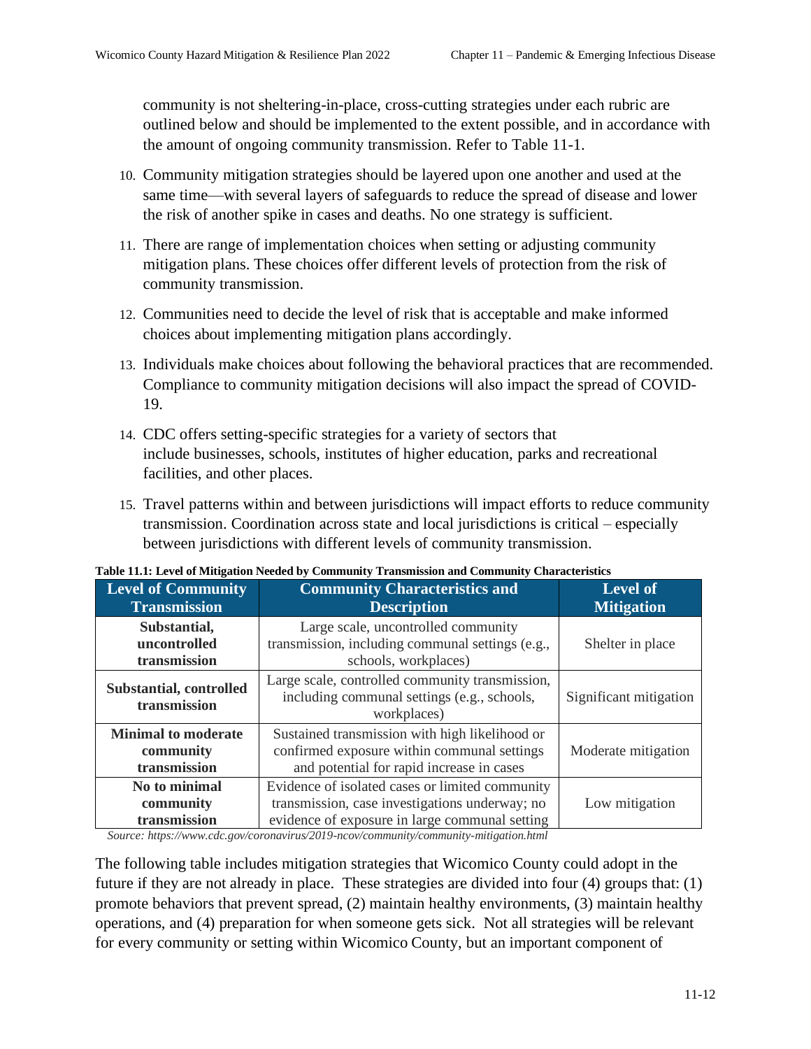community is not sheltering-in-place, cross-cutting strategies under each rubric are outlined below and should be implemented to the extent possible, and in accordance with the amount of ongoing community transmission. Refer to Table 11-1.

10. Community mitigation strategies should be layered upon one another and used at the same time—with several layers of safeguards to reduce the spread of disease and lower the risk of another spike in cases and deaths. No one strategy is sufficient.
11. There are range of implementation choices when setting or adjusting community mitigation plans. These choices offer different levels of protection from the risk of community transmission.
12. Communities need to decide the level of risk that is acceptable and make informed choices about implementing mitigation plans accordingly.
13. Individuals make choices about following the behavioral practices that are recommended. Compliance to community mitigation decisions will also impact the spread of COVID-19.
14. CDC offers setting-specific strategies for a variety of sectors that include businesses, schools, institutes of higher education, parks and recreational facilities, and other places.
15. Travel patterns within and between jurisdictions will impact efforts to reduce community transmission. Coordination across state and local jurisdictions is critical – especially between jurisdictions with different levels of community transmission.

**Table 11.1: Level of Mitigation Needed by Community Transmission and Community Characteristics**

| Level of Community Transmission | Community Characteristics and Description | Level of Mitigation |
|---|---|---|
| **Substantial, uncontrolled transmission** | Large scale, uncontrolled community transmission, including communal settings (e.g., schools, workplaces) | Shelter in place |
| **Substantial, controlled transmission** | Large scale, controlled community transmission, including communal settings (e.g., schools, workplaces) | Significant mitigation |
| **Minimal to moderate community transmission** | Sustained transmission with high likelihood or confirmed exposure within communal settings and potential for rapid increase in cases | Moderate mitigation |
| **No to minimal community transmission** | Evidence of isolated cases or limited community transmission, case investigations underway; no evidence of exposure in large communal setting | Low mitigation |

*Source: https://www.cdc.gov/coronavirus/2019-ncov/community/community-mitigation.html*

The following table includes mitigation strategies that Wicomico County could adopt in the future if they are not already in place. These strategies are divided into four (4) groups that: (1) promote behaviors that prevent spread, (2) maintain healthy environments, (3) maintain healthy operations, and (4) preparation for when someone gets sick. Not all strategies will be relevant for every community or setting within Wicomico County, but an important component of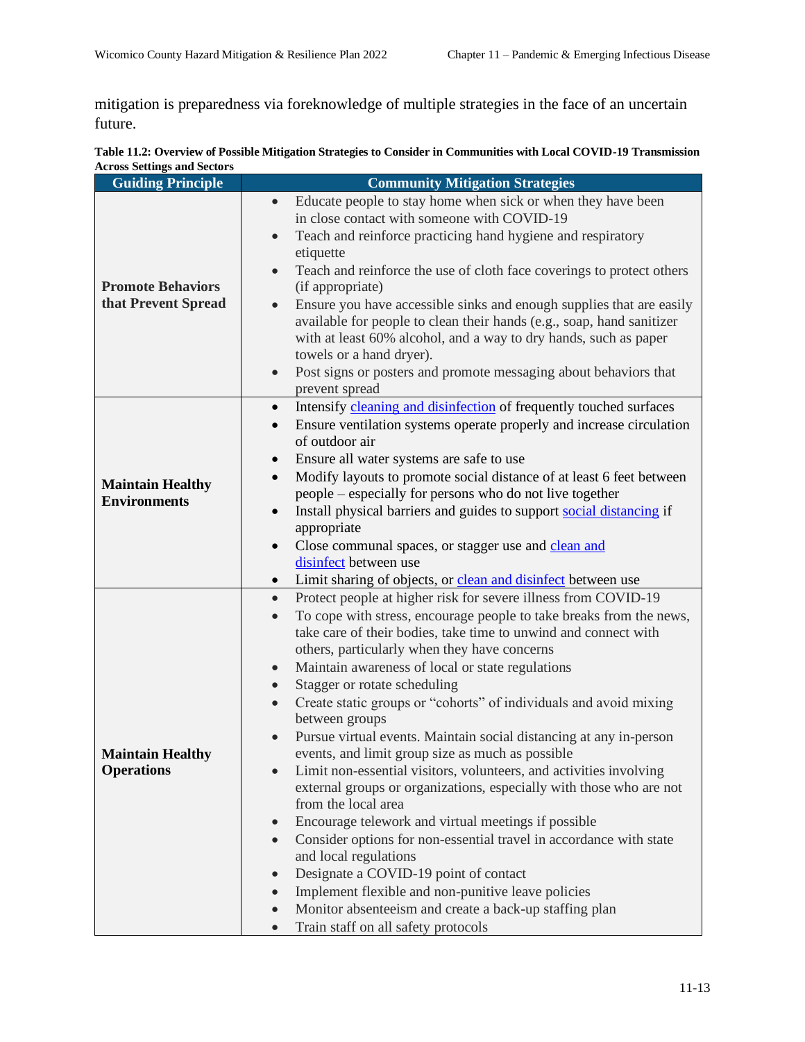mitigation is preparedness via foreknowledge of multiple strategies in the face of an uncertain future.

**Table 11.2: Overview of Possible Mitigation Strategies to Consider in Communities with Local COVID-19 Transmission Across Settings and Sectors**

| Guiding Principle | Community Mitigation Strategies |
|---|---|
| **Promote Behaviors that Prevent Spread** | • Educate people to stay home when sick or when they have been in close contact with someone with COVID-19<br>• Teach and reinforce practicing hand hygiene and respiratory etiquette<br>• Teach and reinforce the use of cloth face coverings to protect others (if appropriate)<br>• Ensure you have accessible sinks and enough supplies that are easily available for people to clean their hands (e.g., soap, hand sanitizer with at least 60% alcohol, and a way to dry hands, such as paper towels or a hand dryer).<br>• Post signs or posters and promote messaging about behaviors that prevent spread |
| **Maintain Healthy Environments** | • Intensify cleaning and disinfection of frequently touched surfaces<br>• Ensure ventilation systems operate properly and increase circulation of outdoor air<br>• Ensure all water systems are safe to use<br>• Modify layouts to promote social distance of at least 6 feet between people – especially for persons who do not live together<br>• Install physical barriers and guides to support social distancing if appropriate<br>• Close communal spaces, or stagger use and clean and disinfect between use<br>• Limit sharing of objects, or clean and disinfect between use |
| **Maintain Healthy Operations** | • Protect people at higher risk for severe illness from COVID-19<br>• To cope with stress, encourage people to take breaks from the news, take care of their bodies, take time to unwind and connect with others, particularly when they have concerns<br>• Maintain awareness of local or state regulations<br>• Stagger or rotate scheduling<br>• Create static groups or "cohorts" of individuals and avoid mixing between groups<br>• Pursue virtual events. Maintain social distancing at any in-person events, and limit group size as much as possible<br>• Limit non-essential visitors, volunteers, and activities involving external groups or organizations, especially with those who are not from the local area<br>• Encourage telework and virtual meetings if possible<br>• Consider options for non-essential travel in accordance with state and local regulations<br>• Designate a COVID-19 point of contact<br>• Implement flexible and non-punitive leave policies<br>• Monitor absenteeism and create a back-up staffing plan<br>• Train staff on all safety protocols |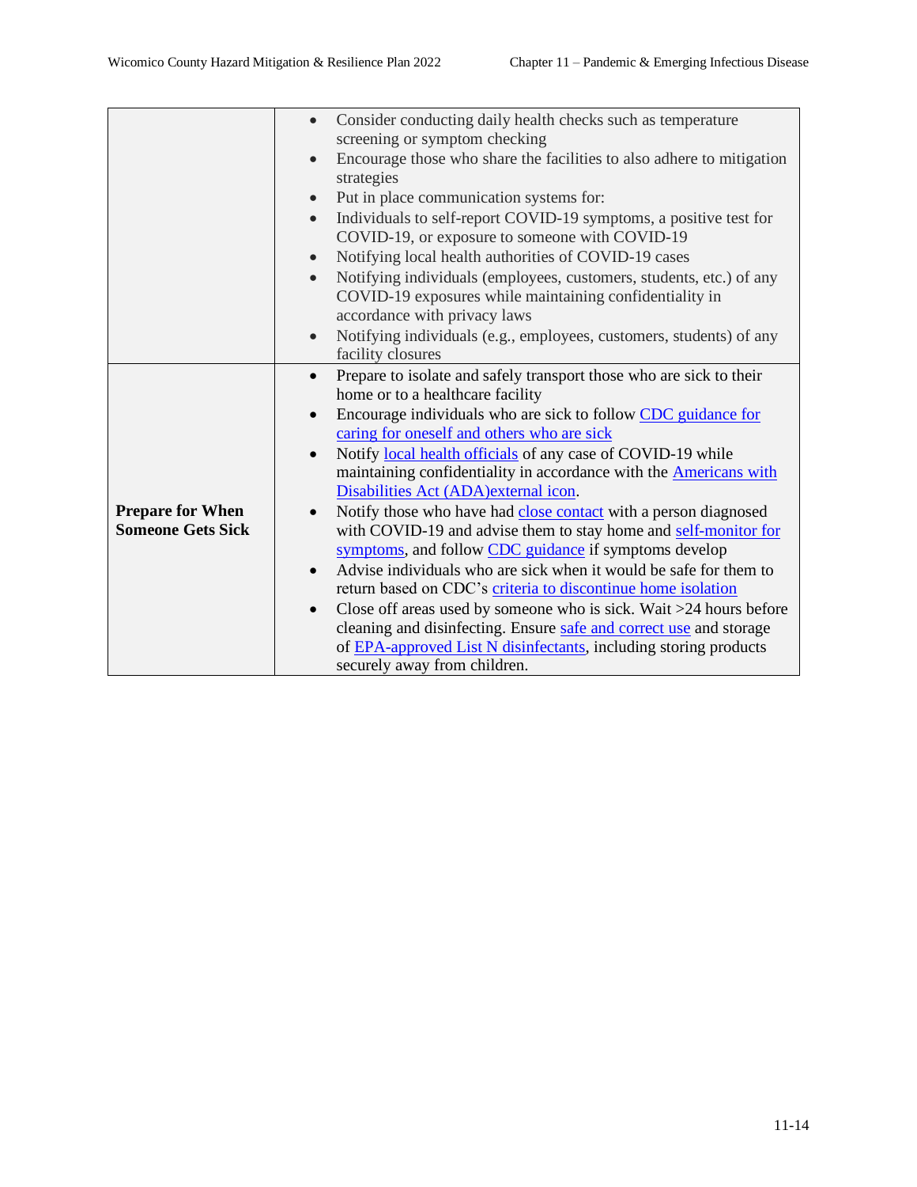| | |
|---|---|
| | • Consider conducting daily health checks such as temperature screening or symptom checking<br>• Encourage those who share the facilities to also adhere to mitigation strategies<br>• Put in place communication systems for:<br>• Individuals to self-report COVID-19 symptoms, a positive test for COVID-19, or exposure to someone with COVID-19<br>• Notifying local health authorities of COVID-19 cases<br>• Notifying individuals (employees, customers, students, etc.) of any COVID-19 exposures while maintaining confidentiality in accordance with privacy laws<br>• Notifying individuals (e.g., employees, customers, students) of any facility closures |
| **Prepare for When Someone Gets Sick** | • Prepare to isolate and safely transport those who are sick to their home or to a healthcare facility<br>• Encourage individuals who are sick to follow CDC guidance for caring for oneself and others who are sick<br>• Notify local health officials of any case of COVID-19 while maintaining confidentiality in accordance with the Americans with Disabilities Act (ADA)external icon.<br>• Notify those who have had close contact with a person diagnosed with COVID-19 and advise them to stay home and self-monitor for symptoms, and follow CDC guidance if symptoms develop<br>• Advise individuals who are sick when it would be safe for them to return based on CDC's criteria to discontinue home isolation<br>• Close off areas used by someone who is sick. Wait >24 hours before cleaning and disinfecting. Ensure safe and correct use and storage of EPA-approved List N disinfectants, including storing products securely away from children. |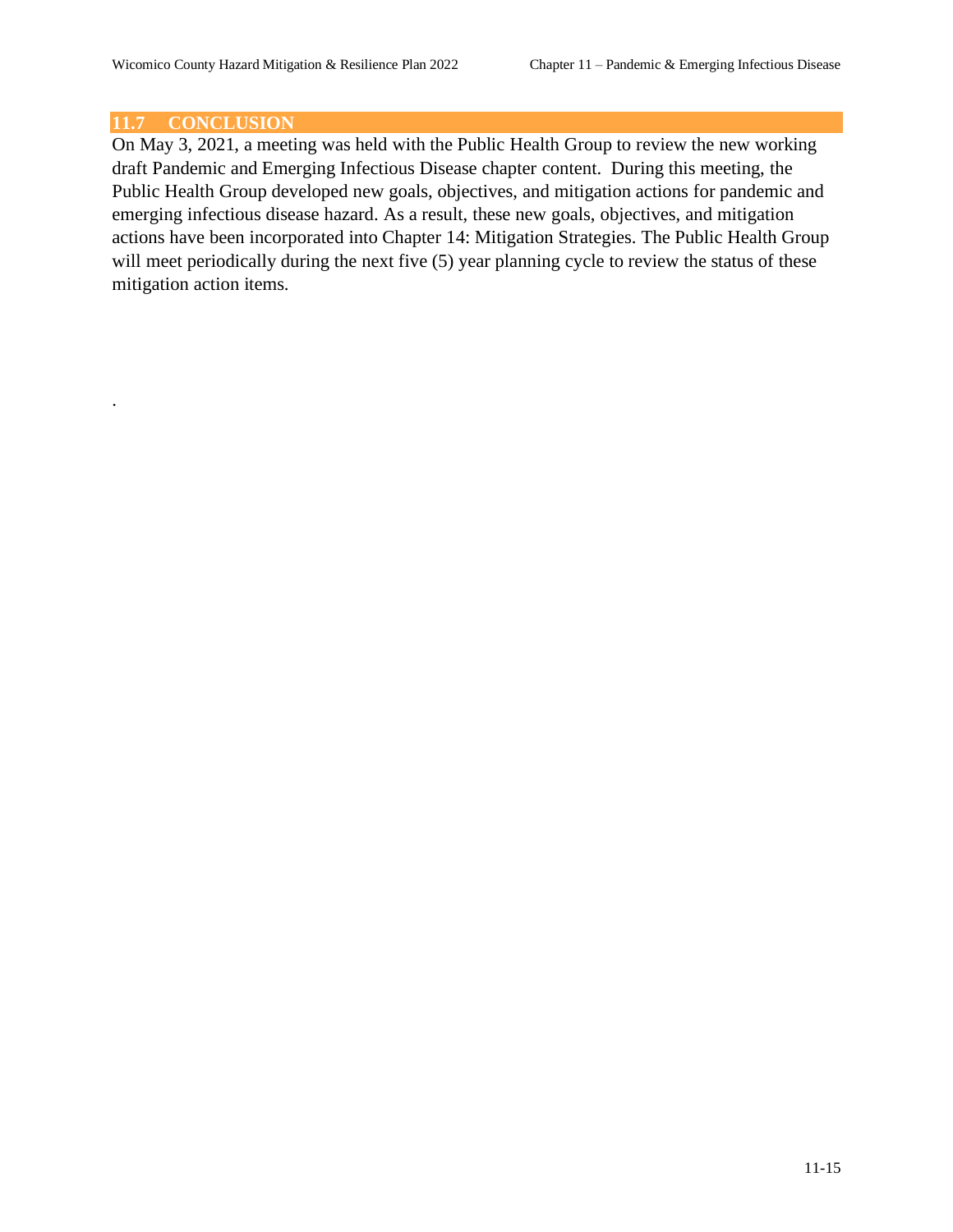## 11.7 CONCLUSION

On May 3, 2021, a meeting was held with the Public Health Group to review the new working draft Pandemic and Emerging Infectious Disease chapter content. During this meeting, the Public Health Group developed new goals, objectives, and mitigation actions for pandemic and emerging infectious disease hazard. As a result, these new goals, objectives, and mitigation actions have been incorporated into Chapter 14: Mitigation Strategies. The Public Health Group will meet periodically during the next five (5) year planning cycle to review the status of these mitigation action items.

.